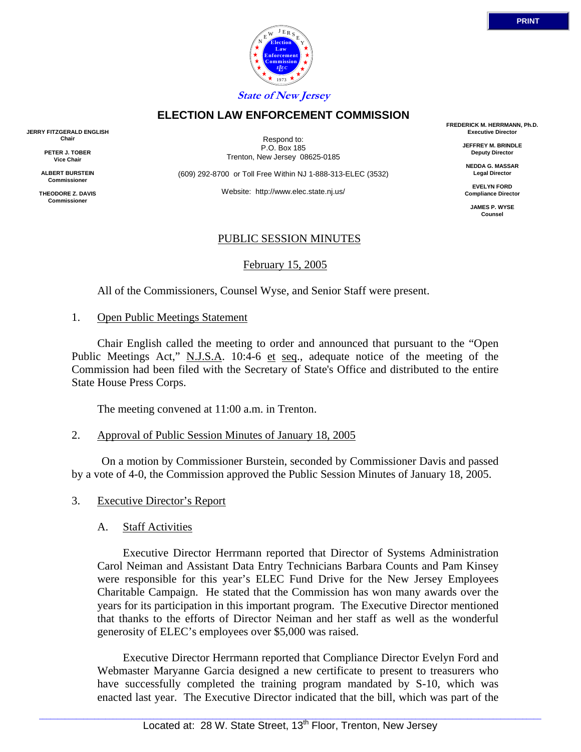State of New Jersey

# ELECTION LAW ENFORCEMENT COMMISSION

**JERRY FITZGERALD ENGLISH**
**Chair**

**PETER J. TOBER**
**Vice Chair**

**ALBERT BURSTEIN**
**Commissioner**

**THEODORE Z. DAVIS**
**Commissioner**

Respond to:
P.O. Box 185
Trenton, New Jersey 08625-0185

(609) 292-8700 or Toll Free Within NJ 1-888-313-ELEC (3532)

Website: http://www.elec.state.nj.us/

**FREDERICK M. HERRMANN, Ph.D.**
**Executive Director**

**JEFFREY M. BRINDLE**
**Deputy Director**

**NEDDA G. MASSAR**
**Legal Director**

**EVELYN FORD**
**Compliance Director**

**JAMES P. WYSE**
**Counsel**

PUBLIC SESSION MINUTES

February 15, 2005

All of the Commissioners, Counsel Wyse, and Senior Staff were present.

1. Open Public Meetings Statement

Chair English called the meeting to order and announced that pursuant to the "Open Public Meetings Act," N.J.S.A. 10:4-6 et seq., adequate notice of the meeting of the Commission had been filed with the Secretary of State's Office and distributed to the entire State House Press Corps.

The meeting convened at 11:00 a.m. in Trenton.

2. Approval of Public Session Minutes of January 18, 2005

On a motion by Commissioner Burstein, seconded by Commissioner Davis and passed by a vote of 4-0, the Commission approved the Public Session Minutes of January 18, 2005.

3. Executive Director's Report

A. Staff Activities

Executive Director Herrmann reported that Director of Systems Administration Carol Neiman and Assistant Data Entry Technicians Barbara Counts and Pam Kinsey were responsible for this year's ELEC Fund Drive for the New Jersey Employees Charitable Campaign. He stated that the Commission has won many awards over the years for its participation in this important program. The Executive Director mentioned that thanks to the efforts of Director Neiman and her staff as well as the wonderful generosity of ELEC's employees over $5,000 was raised.

Executive Director Herrmann reported that Compliance Director Evelyn Ford and Webmaster Maryanne Garcia designed a new certificate to present to treasurers who have successfully completed the training program mandated by S-10, which was enacted last year. The Executive Director indicated that the bill, which was part of the

Located at: 28 W. State Street, 13th Floor, Trenton, New Jersey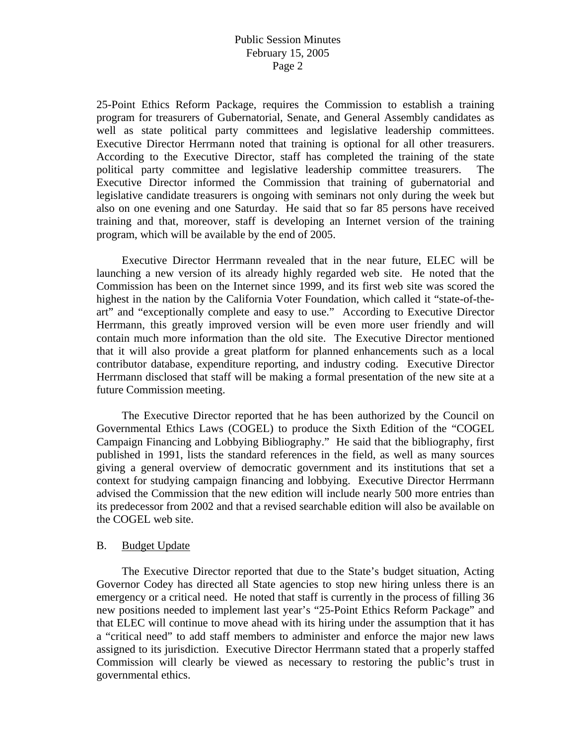25-Point Ethics Reform Package, requires the Commission to establish a training program for treasurers of Gubernatorial, Senate, and General Assembly candidates as well as state political party committees and legislative leadership committees. Executive Director Herrmann noted that training is optional for all other treasurers. According to the Executive Director, staff has completed the training of the state political party committee and legislative leadership committee treasurers. The Executive Director informed the Commission that training of gubernatorial and legislative candidate treasurers is ongoing with seminars not only during the week but also on one evening and one Saturday. He said that so far 85 persons have received training and that, moreover, staff is developing an Internet version of the training program, which will be available by the end of 2005.

Executive Director Herrmann revealed that in the near future, ELEC will be launching a new version of its already highly regarded web site. He noted that the Commission has been on the Internet since 1999, and its first web site was scored the highest in the nation by the California Voter Foundation, which called it "state-of-the-art" and "exceptionally complete and easy to use." According to Executive Director Herrmann, this greatly improved version will be even more user friendly and will contain much more information than the old site. The Executive Director mentioned that it will also provide a great platform for planned enhancements such as a local contributor database, expenditure reporting, and industry coding. Executive Director Herrmann disclosed that staff will be making a formal presentation of the new site at a future Commission meeting.

The Executive Director reported that he has been authorized by the Council on Governmental Ethics Laws (COGEL) to produce the Sixth Edition of the "COGEL Campaign Financing and Lobbying Bibliography." He said that the bibliography, first published in 1991, lists the standard references in the field, as well as many sources giving a general overview of democratic government and its institutions that set a context for studying campaign financing and lobbying. Executive Director Herrmann advised the Commission that the new edition will include nearly 500 more entries than its predecessor from 2002 and that a revised searchable edition will also be available on the COGEL web site.

B. Budget Update

The Executive Director reported that due to the State's budget situation, Acting Governor Codey has directed all State agencies to stop new hiring unless there is an emergency or a critical need. He noted that staff is currently in the process of filling 36 new positions needed to implement last year's "25-Point Ethics Reform Package" and that ELEC will continue to move ahead with its hiring under the assumption that it has a "critical need" to add staff members to administer and enforce the major new laws assigned to its jurisdiction. Executive Director Herrmann stated that a properly staffed Commission will clearly be viewed as necessary to restoring the public's trust in governmental ethics.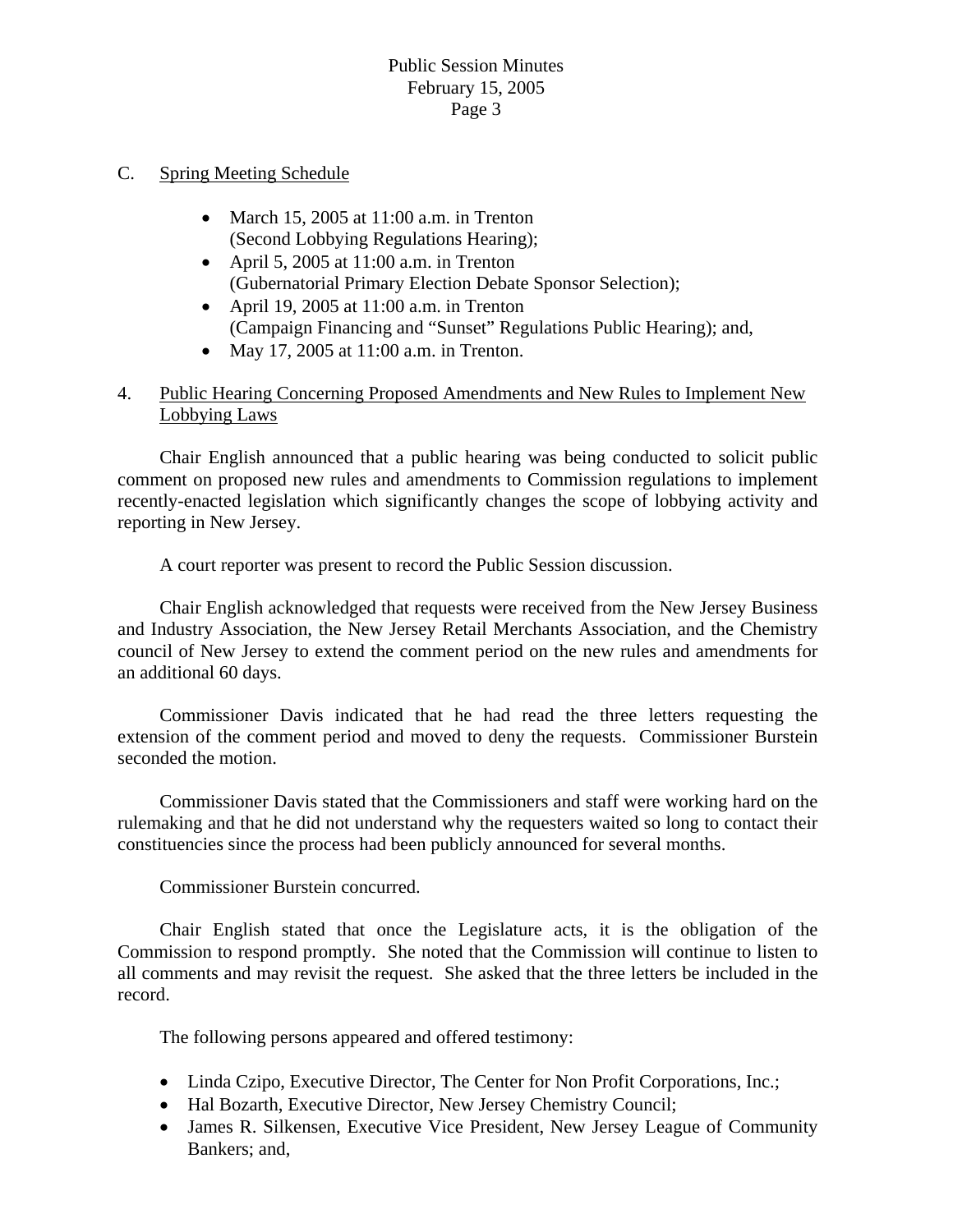C. Spring Meeting Schedule

- March 15, 2005 at 11:00 a.m. in Trenton (Second Lobbying Regulations Hearing);
- April 5, 2005 at 11:00 a.m. in Trenton (Gubernatorial Primary Election Debate Sponsor Selection);
- April 19, 2005 at 11:00 a.m. in Trenton (Campaign Financing and "Sunset" Regulations Public Hearing); and,
- May 17, 2005 at 11:00 a.m. in Trenton.

4. Public Hearing Concerning Proposed Amendments and New Rules to Implement New Lobbying Laws

Chair English announced that a public hearing was being conducted to solicit public comment on proposed new rules and amendments to Commission regulations to implement recently-enacted legislation which significantly changes the scope of lobbying activity and reporting in New Jersey.

A court reporter was present to record the Public Session discussion.

Chair English acknowledged that requests were received from the New Jersey Business and Industry Association, the New Jersey Retail Merchants Association, and the Chemistry council of New Jersey to extend the comment period on the new rules and amendments for an additional 60 days.

Commissioner Davis indicated that he had read the three letters requesting the extension of the comment period and moved to deny the requests. Commissioner Burstein seconded the motion.

Commissioner Davis stated that the Commissioners and staff were working hard on the rulemaking and that he did not understand why the requesters waited so long to contact their constituencies since the process had been publicly announced for several months.

Commissioner Burstein concurred.

Chair English stated that once the Legislature acts, it is the obligation of the Commission to respond promptly. She noted that the Commission will continue to listen to all comments and may revisit the request. She asked that the three letters be included in the record.

The following persons appeared and offered testimony:

- Linda Czipo, Executive Director, The Center for Non Profit Corporations, Inc.;
- Hal Bozarth, Executive Director, New Jersey Chemistry Council;
- James R. Silkensen, Executive Vice President, New Jersey League of Community Bankers; and,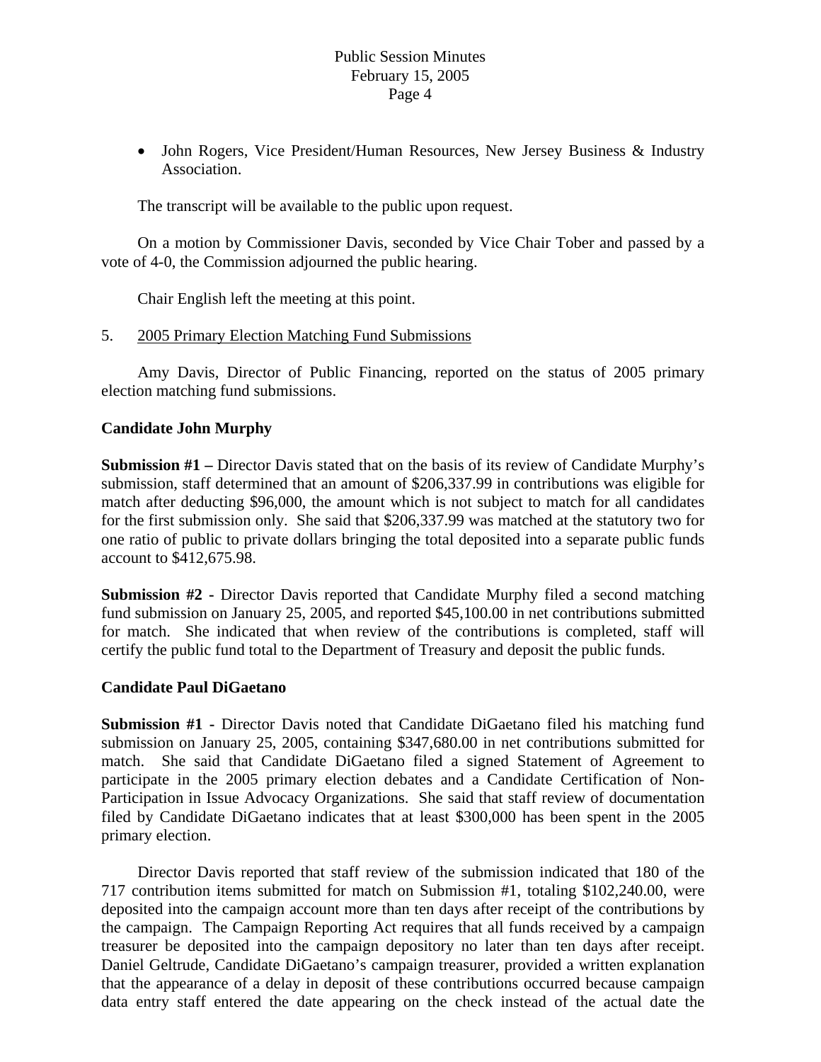- John Rogers, Vice President/Human Resources, New Jersey Business & Industry Association.

The transcript will be available to the public upon request.

On a motion by Commissioner Davis, seconded by Vice Chair Tober and passed by a vote of 4-0, the Commission adjourned the public hearing.

Chair English left the meeting at this point.

5. 2005 Primary Election Matching Fund Submissions

Amy Davis, Director of Public Financing, reported on the status of 2005 primary election matching fund submissions.

**Candidate John Murphy**

**Submission #1 –** Director Davis stated that on the basis of its review of Candidate Murphy's submission, staff determined that an amount of $206,337.99 in contributions was eligible for match after deducting $96,000, the amount which is not subject to match for all candidates for the first submission only. She said that $206,337.99 was matched at the statutory two for one ratio of public to private dollars bringing the total deposited into a separate public funds account to $412,675.98.

**Submission #2 -** Director Davis reported that Candidate Murphy filed a second matching fund submission on January 25, 2005, and reported $45,100.00 in net contributions submitted for match. She indicated that when review of the contributions is completed, staff will certify the public fund total to the Department of Treasury and deposit the public funds.

**Candidate Paul DiGaetano**

**Submission #1 -** Director Davis noted that Candidate DiGaetano filed his matching fund submission on January 25, 2005, containing $347,680.00 in net contributions submitted for match. She said that Candidate DiGaetano filed a signed Statement of Agreement to participate in the 2005 primary election debates and a Candidate Certification of Non-Participation in Issue Advocacy Organizations. She said that staff review of documentation filed by Candidate DiGaetano indicates that at least $300,000 has been spent in the 2005 primary election.

Director Davis reported that staff review of the submission indicated that 180 of the 717 contribution items submitted for match on Submission #1, totaling $102,240.00, were deposited into the campaign account more than ten days after receipt of the contributions by the campaign. The Campaign Reporting Act requires that all funds received by a campaign treasurer be deposited into the campaign depository no later than ten days after receipt. Daniel Geltrude, Candidate DiGaetano's campaign treasurer, provided a written explanation that the appearance of a delay in deposit of these contributions occurred because campaign data entry staff entered the date appearing on the check instead of the actual date the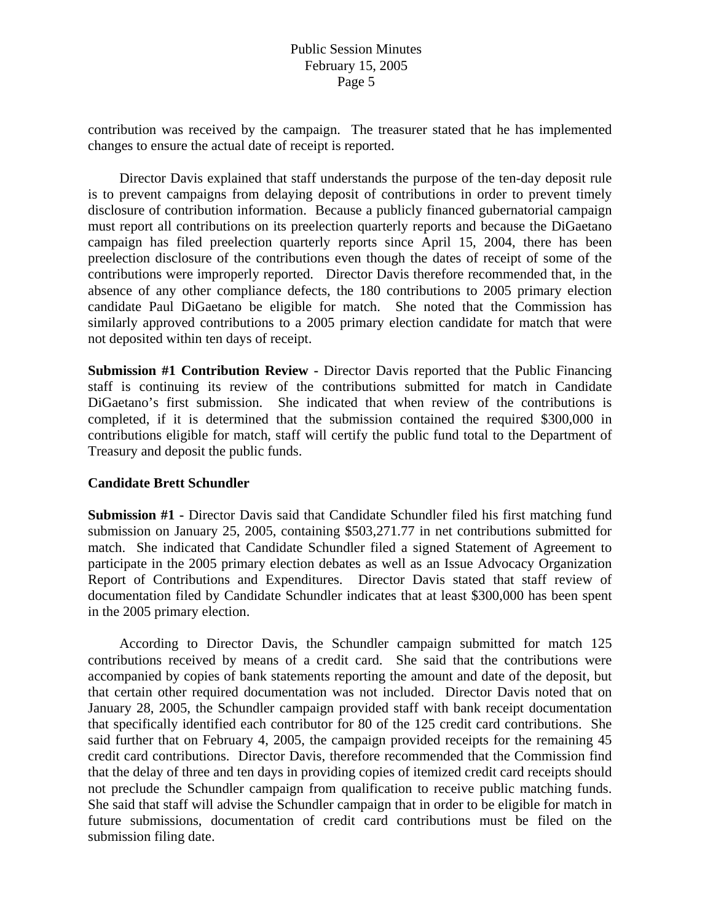contribution was received by the campaign. The treasurer stated that he has implemented changes to ensure the actual date of receipt is reported.

Director Davis explained that staff understands the purpose of the ten-day deposit rule is to prevent campaigns from delaying deposit of contributions in order to prevent timely disclosure of contribution information. Because a publicly financed gubernatorial campaign must report all contributions on its preelection quarterly reports and because the DiGaetano campaign has filed preelection quarterly reports since April 15, 2004, there has been preelection disclosure of the contributions even though the dates of receipt of some of the contributions were improperly reported. Director Davis therefore recommended that, in the absence of any other compliance defects, the 180 contributions to 2005 primary election candidate Paul DiGaetano be eligible for match. She noted that the Commission has similarly approved contributions to a 2005 primary election candidate for match that were not deposited within ten days of receipt.

**Submission #1 Contribution Review -** Director Davis reported that the Public Financing staff is continuing its review of the contributions submitted for match in Candidate DiGaetano's first submission. She indicated that when review of the contributions is completed, if it is determined that the submission contained the required $300,000 in contributions eligible for match, staff will certify the public fund total to the Department of Treasury and deposit the public funds.

**Candidate Brett Schundler**

**Submission #1 -** Director Davis said that Candidate Schundler filed his first matching fund submission on January 25, 2005, containing $503,271.77 in net contributions submitted for match. She indicated that Candidate Schundler filed a signed Statement of Agreement to participate in the 2005 primary election debates as well as an Issue Advocacy Organization Report of Contributions and Expenditures. Director Davis stated that staff review of documentation filed by Candidate Schundler indicates that at least $300,000 has been spent in the 2005 primary election.

According to Director Davis, the Schundler campaign submitted for match 125 contributions received by means of a credit card. She said that the contributions were accompanied by copies of bank statements reporting the amount and date of the deposit, but that certain other required documentation was not included. Director Davis noted that on January 28, 2005, the Schundler campaign provided staff with bank receipt documentation that specifically identified each contributor for 80 of the 125 credit card contributions. She said further that on February 4, 2005, the campaign provided receipts for the remaining 45 credit card contributions. Director Davis, therefore recommended that the Commission find that the delay of three and ten days in providing copies of itemized credit card receipts should not preclude the Schundler campaign from qualification to receive public matching funds. She said that staff will advise the Schundler campaign that in order to be eligible for match in future submissions, documentation of credit card contributions must be filed on the submission filing date.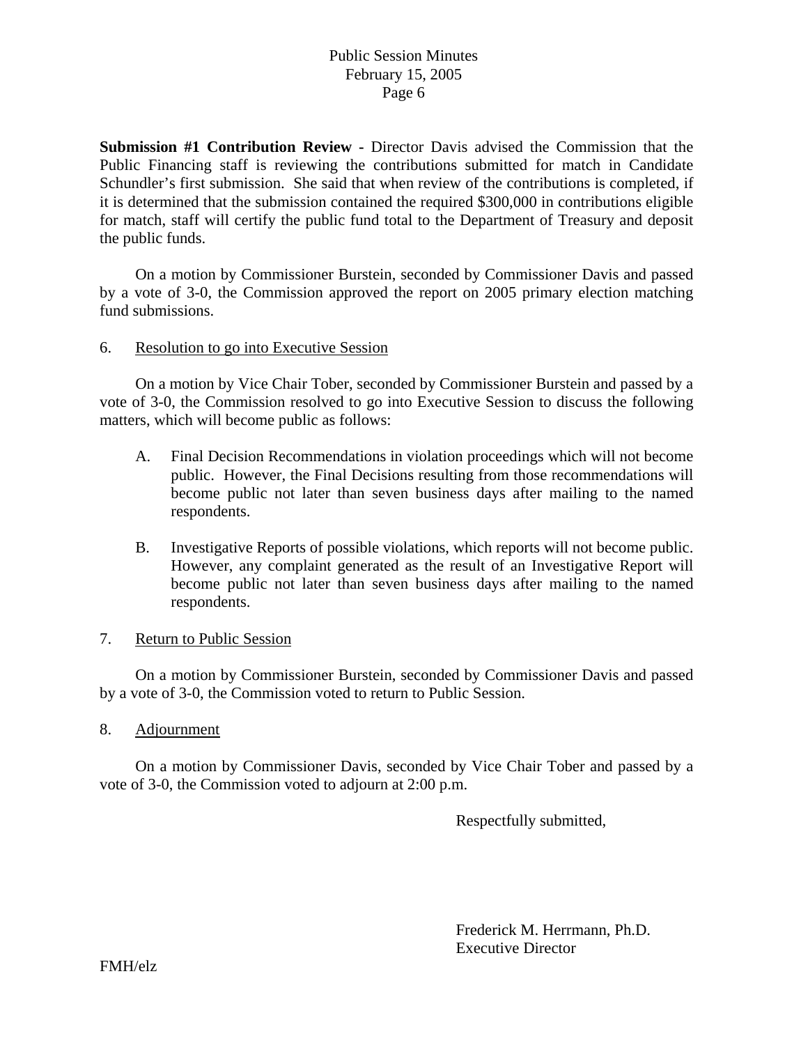**Submission #1 Contribution Review -** Director Davis advised the Commission that the Public Financing staff is reviewing the contributions submitted for match in Candidate Schundler's first submission. She said that when review of the contributions is completed, if it is determined that the submission contained the required $300,000 in contributions eligible for match, staff will certify the public fund total to the Department of Treasury and deposit the public funds.

On a motion by Commissioner Burstein, seconded by Commissioner Davis and passed by a vote of 3-0, the Commission approved the report on 2005 primary election matching fund submissions.

6. Resolution to go into Executive Session

On a motion by Vice Chair Tober, seconded by Commissioner Burstein and passed by a vote of 3-0, the Commission resolved to go into Executive Session to discuss the following matters, which will become public as follows:

A. Final Decision Recommendations in violation proceedings which will not become public. However, the Final Decisions resulting from those recommendations will become public not later than seven business days after mailing to the named respondents.

B. Investigative Reports of possible violations, which reports will not become public. However, any complaint generated as the result of an Investigative Report will become public not later than seven business days after mailing to the named respondents.

7. Return to Public Session

On a motion by Commissioner Burstein, seconded by Commissioner Davis and passed by a vote of 3-0, the Commission voted to return to Public Session.

8. Adjournment

On a motion by Commissioner Davis, seconded by Vice Chair Tober and passed by a vote of 3-0, the Commission voted to adjourn at 2:00 p.m.

Respectfully submitted,

Frederick M. Herrmann, Ph.D.
Executive Director

FMH/elz